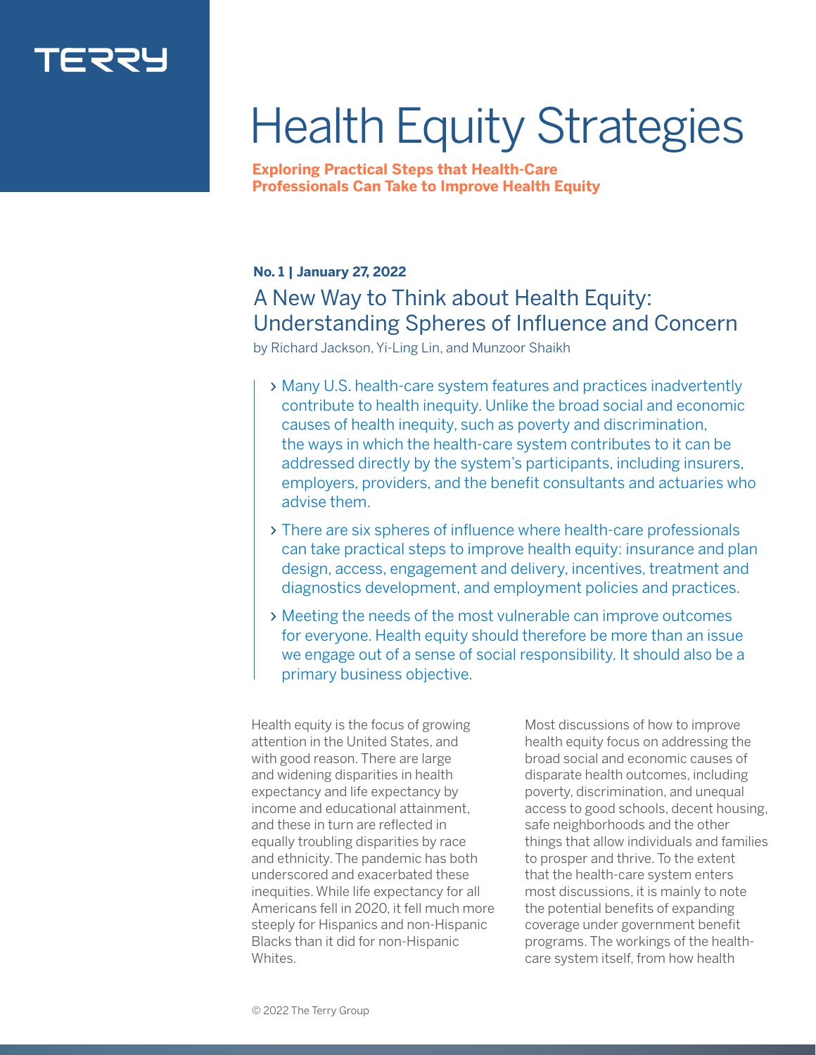TERRY

# Health Equity Strategies

**Exploring Practical Steps that Health-Care Professionals Can Take to Improve Health Equity**

**No. 1 | January 27, 2022**

## A New Way to Think about Health Equity: Understanding Spheres of Influence and Concern

by Richard Jackson, Yi-Ling Lin, and Munzoor Shaikh

- Many U.S. health-care system features and practices inadvertently contribute to health inequity. Unlike the broad social and economic causes of health inequity, such as poverty and discrimination, the ways in which the health-care system contributes to it can be addressed directly by the system's participants, including insurers, employers, providers, and the benefit consultants and actuaries who advise them.
- There are six spheres of influence where health-care professionals can take practical steps to improve health equity: insurance and plan design, access, engagement and delivery, incentives, treatment and diagnostics development, and employment policies and practices.
- Meeting the needs of the most vulnerable can improve outcomes for everyone. Health equity should therefore be more than an issue we engage out of a sense of social responsibility. It should also be a primary business objective.

Health equity is the focus of growing attention in the United States, and with good reason. There are large and widening disparities in health expectancy and life expectancy by income and educational attainment, and these in turn are reflected in equally troubling disparities by race and ethnicity. The pandemic has both underscored and exacerbated these inequities. While life expectancy for all Americans fell in 2020, it fell much more steeply for Hispanics and non-Hispanic Blacks than it did for non-Hispanic Whites.

Most discussions of how to improve health equity focus on addressing the broad social and economic causes of disparate health outcomes, including poverty, discrimination, and unequal access to good schools, decent housing, safe neighborhoods and the other things that allow individuals and families to prosper and thrive. To the extent that the health-care system enters most discussions, it is mainly to note the potential benefits of expanding coverage under government benefit programs. The workings of the health-care system itself, from how health

© 2022 The Terry Group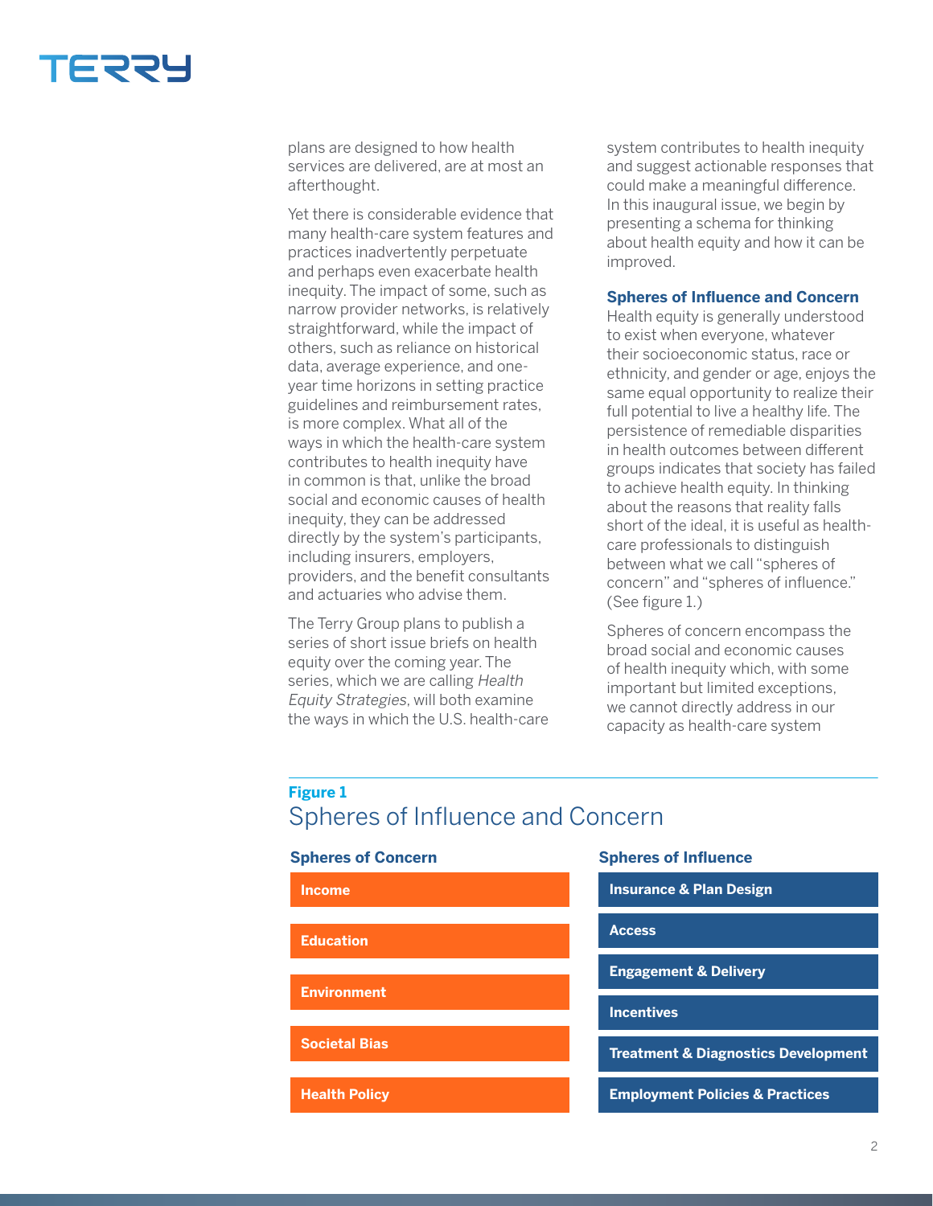plans are designed to how health services are delivered, are at most an afterthought.

Yet there is considerable evidence that many health-care system features and practices inadvertently perpetuate and perhaps even exacerbate health inequity. The impact of some, such as narrow provider networks, is relatively straightforward, while the impact of others, such as reliance on historical data, average experience, and one-year time horizons in setting practice guidelines and reimbursement rates, is more complex. What all of the ways in which the health-care system contributes to health inequity have in common is that, unlike the broad social and economic causes of health inequity, they can be addressed directly by the system's participants, including insurers, employers, providers, and the benefit consultants and actuaries who advise them.

The Terry Group plans to publish a series of short issue briefs on health equity over the coming year. The series, which we are calling *Health Equity Strategies*, will both examine the ways in which the U.S. health-care system contributes to health inequity and suggest actionable responses that could make a meaningful difference. In this inaugural issue, we begin by presenting a schema for thinking about health equity and how it can be improved.

## Spheres of Influence and Concern

Health equity is generally understood to exist when everyone, whatever their socioeconomic status, race or ethnicity, and gender or age, enjoys the same equal opportunity to realize their full potential to live a healthy life. The persistence of remediable disparities in health outcomes between different groups indicates that society has failed to achieve health equity. In thinking about the reasons that reality falls short of the ideal, it is useful as health-care professionals to distinguish between what we call "spheres of concern" and "spheres of influence." (See figure 1.)

Spheres of concern encompass the broad social and economic causes of health inequity which, with some important but limited exceptions, we cannot directly address in our capacity as health-care system

**Figure 1**
Spheres of Influence and Concern

| Spheres of Concern | Spheres of Influence |
| --- | --- |
| Income | Insurance & Plan Design |
| Education | Access |
| Environment | Engagement & Delivery |
| Societal Bias | Incentives |
| Health Policy | Treatment & Diagnostics Development |
| | Employment Policies & Practices |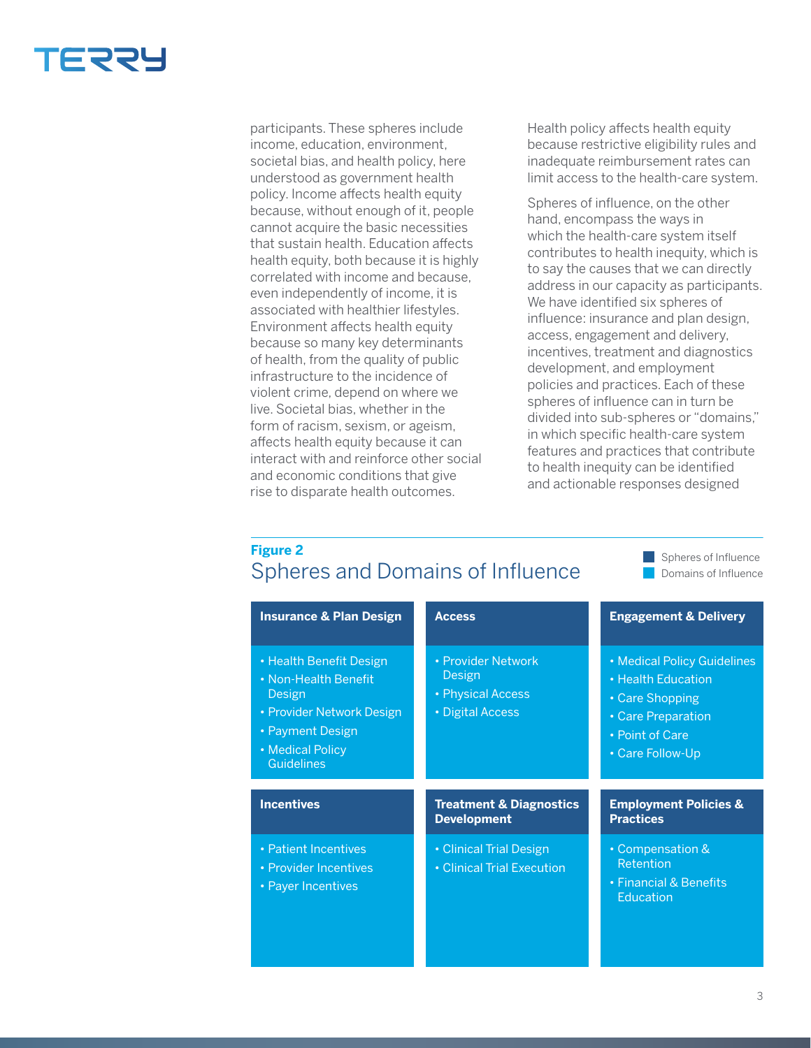participants. These spheres include income, education, environment, societal bias, and health policy, here understood as government health policy. Income affects health equity because, without enough of it, people cannot acquire the basic necessities that sustain health. Education affects health equity, both because it is highly correlated with income and because, even independently of income, it is associated with healthier lifestyles. Environment affects health equity because so many key determinants of health, from the quality of public infrastructure to the incidence of violent crime, depend on where we live. Societal bias, whether in the form of racism, sexism, or ageism, affects health equity because it can interact with and reinforce other social and economic conditions that give rise to disparate health outcomes. Health policy affects health equity because restrictive eligibility rules and inadequate reimbursement rates can limit access to the health-care system.

Spheres of influence, on the other hand, encompass the ways in which the health-care system itself contributes to health inequity, which is to say the causes that we can directly address in our capacity as participants. We have identified six spheres of influence: insurance and plan design, access, engagement and delivery, incentives, treatment and diagnostics development, and employment policies and practices. Each of these spheres of influence can in turn be divided into sub-spheres or "domains," in which specific health-care system features and practices that contribute to health inequity can be identified and actionable responses designed

**Figure 2**

## Spheres and Domains of Influence

Legend: Spheres of Influence (dark blue headers); Domains of Influence (light blue lists)

| Insurance & Plan Design | Access | Engagement & Delivery |
| --- | --- | --- |
| • Health Benefit Design<br>• Non-Health Benefit Design<br>• Provider Network Design<br>• Payment Design<br>• Medical Policy Guidelines | • Provider Network Design<br>• Physical Access<br>• Digital Access | • Medical Policy Guidelines<br>• Health Education<br>• Care Shopping<br>• Care Preparation<br>• Point of Care<br>• Care Follow-Up |

| Incentives | Treatment & Diagnostics Development | Employment Policies & Practices |
| --- | --- | --- |
| • Patient Incentives<br>• Provider Incentives<br>• Payer Incentives | • Clinical Trial Design<br>• Clinical Trial Execution | • Compensation & Retention<br>• Financial & Benefits Education |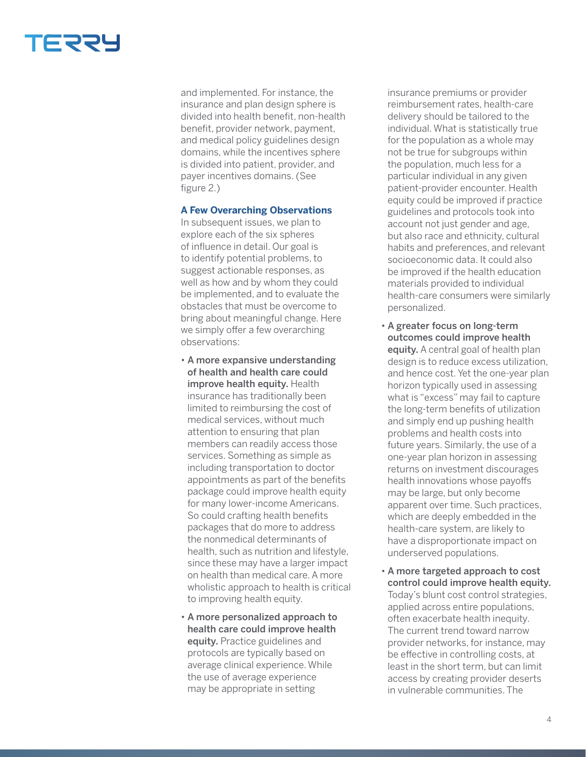and implemented. For instance, the insurance and plan design sphere is divided into health benefit, non-health benefit, provider network, payment, and medical policy guidelines design domains, while the incentives sphere is divided into patient, provider, and payer incentives domains. (See figure 2.)

### A Few Overarching Observations

In subsequent issues, we plan to explore each of the six spheres of influence in detail. Our goal is to identify potential problems, to suggest actionable responses, as well as how and by whom they could be implemented, and to evaluate the obstacles that must be overcome to bring about meaningful change. Here we simply offer a few overarching observations:

- **A more expansive understanding of health and health care could improve health equity.** Health insurance has traditionally been limited to reimbursing the cost of medical services, without much attention to ensuring that plan members can readily access those services. Something as simple as including transportation to doctor appointments as part of the benefits package could improve health equity for many lower-income Americans. So could crafting health benefits packages that do more to address the nonmedical determinants of health, such as nutrition and lifestyle, since these may have a larger impact on health than medical care. A more wholistic approach to health is critical to improving health equity.
- **A more personalized approach to health care could improve health equity.** Practice guidelines and protocols are typically based on average clinical experience. While the use of average experience may be appropriate in setting insurance premiums or provider reimbursement rates, health-care delivery should be tailored to the individual. What is statistically true for the population as a whole may not be true for subgroups within the population, much less for a particular individual in any given patient-provider encounter. Health equity could be improved if practice guidelines and protocols took into account not just gender and age, but also race and ethnicity, cultural habits and preferences, and relevant socioeconomic data. It could also be improved if the health education materials provided to individual health-care consumers were similarly personalized.
- **A greater focus on long-term outcomes could improve health equity.** A central goal of health plan design is to reduce excess utilization, and hence cost. Yet the one-year plan horizon typically used in assessing what is "excess" may fail to capture the long-term benefits of utilization and simply end up pushing health problems and health costs into future years. Similarly, the use of a one-year plan horizon in assessing returns on investment discourages health innovations whose payoffs may be large, but only become apparent over time. Such practices, which are deeply embedded in the health-care system, are likely to have a disproportionate impact on underserved populations.
- **A more targeted approach to cost control could improve health equity.** Today's blunt cost control strategies, applied across entire populations, often exacerbate health inequity. The current trend toward narrow provider networks, for instance, may be effective in controlling costs, at least in the short term, but can limit access by creating provider deserts in vulnerable communities. The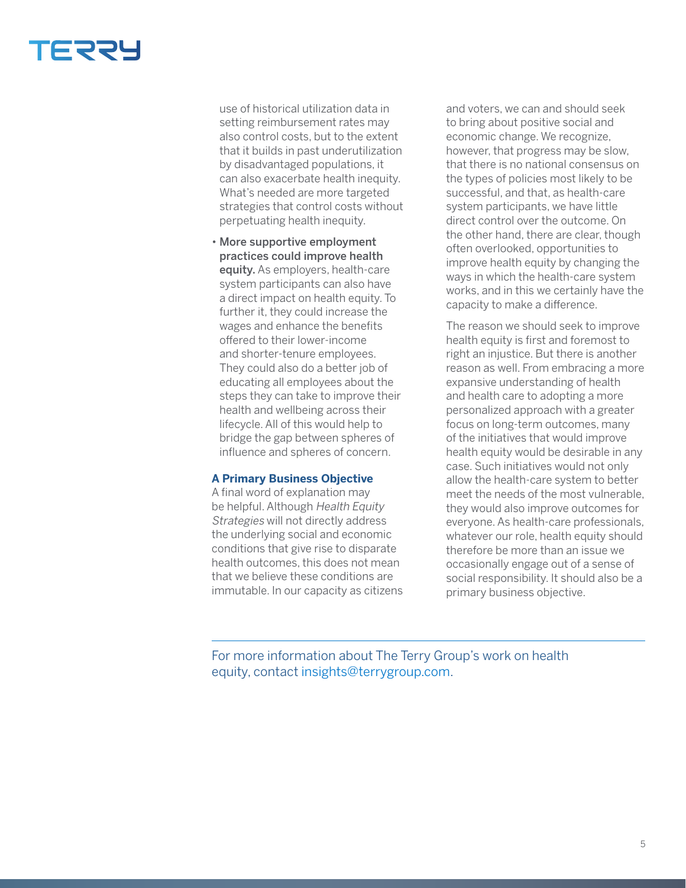use of historical utilization data in setting reimbursement rates may also control costs, but to the extent that it builds in past underutilization by disadvantaged populations, it can also exacerbate health inequity. What's needed are more targeted strategies that control costs without perpetuating health inequity.

- **More supportive employment practices could improve health equity.** As employers, health-care system participants can also have a direct impact on health equity. To further it, they could increase the wages and enhance the benefits offered to their lower-income and shorter-tenure employees. They could also do a better job of educating all employees about the steps they can take to improve their health and wellbeing across their lifecycle. All of this would help to bridge the gap between spheres of influence and spheres of concern.

### A Primary Business Objective

A final word of explanation may be helpful. Although *Health Equity Strategies* will not directly address the underlying social and economic conditions that give rise to disparate health outcomes, this does not mean that we believe these conditions are immutable. In our capacity as citizens and voters, we can and should seek to bring about positive social and economic change. We recognize, however, that progress may be slow, that there is no national consensus on the types of policies most likely to be successful, and that, as health-care system participants, we have little direct control over the outcome. On the other hand, there are clear, though often overlooked, opportunities to improve health equity by changing the ways in which the health-care system works, and in this we certainly have the capacity to make a difference.

The reason we should seek to improve health equity is first and foremost to right an injustice. But there is another reason as well. From embracing a more expansive understanding of health and health care to adopting a more personalized approach with a greater focus on long-term outcomes, many of the initiatives that would improve health equity would be desirable in any case. Such initiatives would not only allow the health-care system to better meet the needs of the most vulnerable, they would also improve outcomes for everyone. As health-care professionals, whatever our role, health equity should therefore be more than an issue we occasionally engage out of a sense of social responsibility. It should also be a primary business objective.

---

For more information about The Terry Group's work on health equity, contact insights@terrygroup.com.